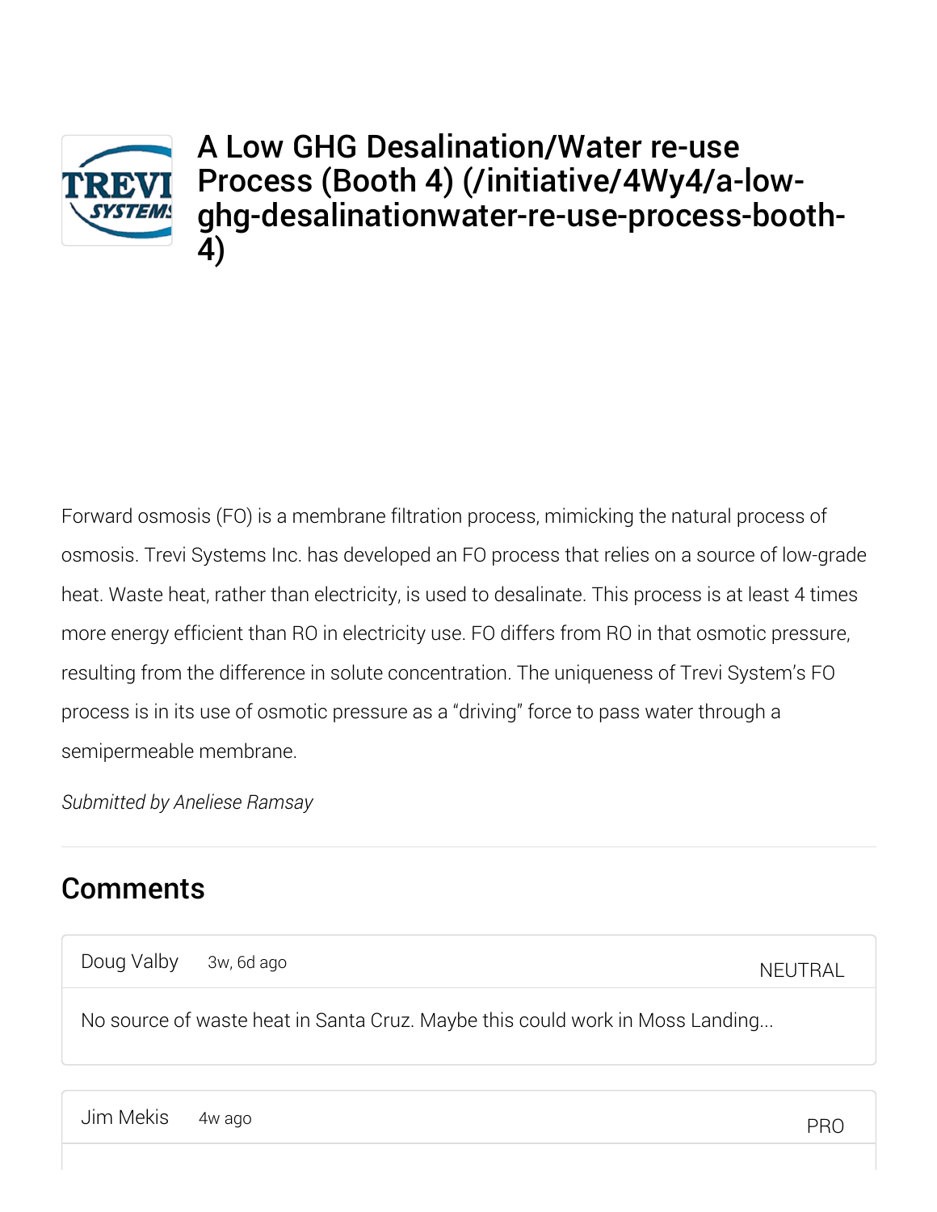# A Low GHG Desalination/Water re-use Process (Booth 4) (/initiative/4Wy4/a-low-ghg-desalinationwater-re-use-process-booth-4)

Forward osmosis (FO) is a membrane filtration process, mimicking the natural process of osmosis. Trevi Systems Inc. has developed an FO process that relies on a source of low-grade heat. Waste heat, rather than electricity, is used to desalinate. This process is at least 4 times more energy efficient than RO in electricity use. FO differs from RO in that osmotic pressure, resulting from the difference in solute concentration. The uniqueness of Trevi System's FO process is in its use of osmotic pressure as a "driving" force to pass water through a semipermeable membrane.

*Submitted by Aneliese Ramsay*

---

## Comments

Doug Valby 3w, 6d ago NEUTRAL

No source of waste heat in Santa Cruz. Maybe this could work in Moss Landing...

Jim Mekis 4w ago PRO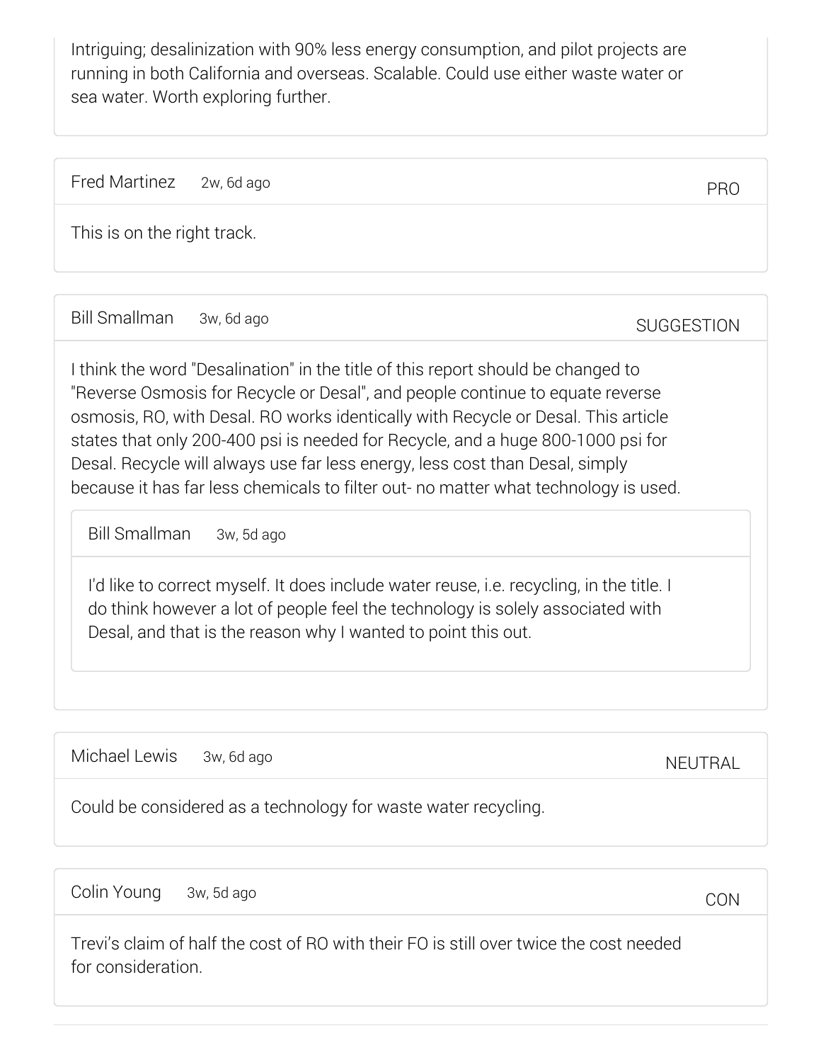Intriguing; desalinization with 90% less energy consumption, and pilot projects are running in both California and overseas. Scalable. Could use either waste water or sea water. Worth exploring further.

---

Fred Martinez 2w, 6d ago PRO

This is on the right track.

---

Bill Smallman 3w, 6d ago SUGGESTION

I think the word "Desalination" in the title of this report should be changed to "Reverse Osmosis for Recycle or Desal", and people continue to equate reverse osmosis, RO, with Desal. RO works identically with Recycle or Desal. This article states that only 200-400 psi is needed for Recycle, and a huge 800-1000 psi for Desal. Recycle will always use far less energy, less cost than Desal, simply because it has far less chemicals to filter out- no matter what technology is used.

> Bill Smallman 3w, 5d ago
>
> I'd like to correct myself. It does include water reuse, i.e. recycling, in the title. I do think however a lot of people feel the technology is solely associated with Desal, and that is the reason why I wanted to point this out.

---

Michael Lewis 3w, 6d ago NEUTRAL

Could be considered as a technology for waste water recycling.

---

Colin Young 3w, 5d ago CON

Trevi's claim of half the cost of RO with their FO is still over twice the cost needed for consideration.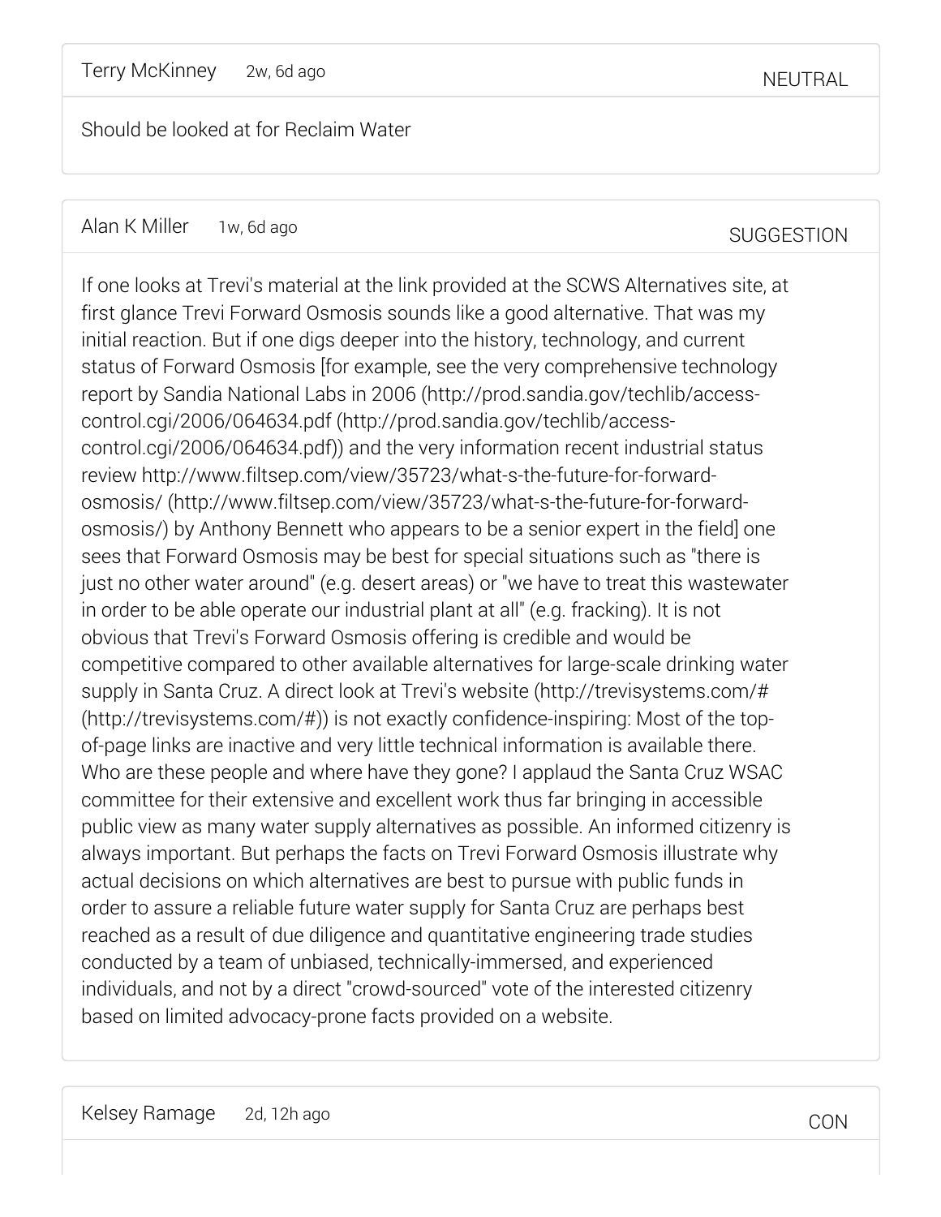Terry McKinney 2w, 6d ago NEUTRAL

Should be looked at for Reclaim Water

---

Alan K Miller 1w, 6d ago SUGGESTION

If one looks at Trevi's material at the link provided at the SCWS Alternatives site, at first glance Trevi Forward Osmosis sounds like a good alternative. That was my initial reaction. But if one digs deeper into the history, technology, and current status of Forward Osmosis [for example, see the very comprehensive technology report by Sandia National Labs in 2006 (http://prod.sandia.gov/techlib/access-control.cgi/2006/064634.pdf (http://prod.sandia.gov/techlib/access-control.cgi/2006/064634.pdf)) and the very information recent industrial status review http://www.filtsep.com/view/35723/what-s-the-future-for-forward-osmosis/ (http://www.filtsep.com/view/35723/what-s-the-future-for-forward-osmosis/) by Anthony Bennett who appears to be a senior expert in the field] one sees that Forward Osmosis may be best for special situations such as "there is just no other water around" (e.g. desert areas) or "we have to treat this wastewater in order to be able operate our industrial plant at all" (e.g. fracking). It is not obvious that Trevi's Forward Osmosis offering is credible and would be competitive compared to other available alternatives for large-scale drinking water supply in Santa Cruz. A direct look at Trevi's website (http://trevisystems.com/# (http://trevisystems.com/#)) is not exactly confidence-inspiring: Most of the top-of-page links are inactive and very little technical information is available there. Who are these people and where have they gone? I applaud the Santa Cruz WSAC committee for their extensive and excellent work thus far bringing in accessible public view as many water supply alternatives as possible. An informed citizenry is always important. But perhaps the facts on Trevi Forward Osmosis illustrate why actual decisions on which alternatives are best to pursue with public funds in order to assure a reliable future water supply for Santa Cruz are perhaps best reached as a result of due diligence and quantitative engineering trade studies conducted by a team of unbiased, technically-immersed, and experienced individuals, and not by a direct "crowd-sourced" vote of the interested citizenry based on limited advocacy-prone facts provided on a website.

---

Kelsey Ramage 2d, 12h ago CON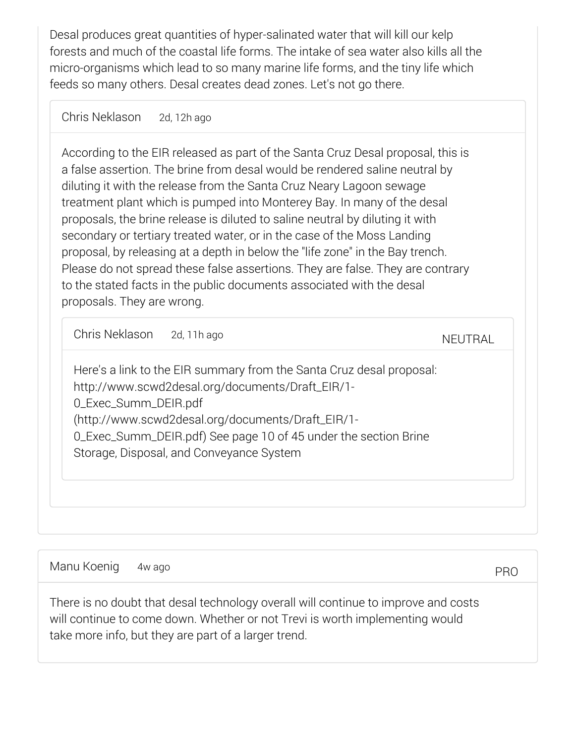Desal produces great quantities of hyper-salinated water that will kill our kelp forests and much of the coastal life forms. The intake of sea water also kills all the micro-organisms which lead to so many marine life forms, and the tiny life which feeds so many others. Desal creates dead zones. Let's not go there.

Chris Neklason 2d, 12h ago

According to the EIR released as part of the Santa Cruz Desal proposal, this is a false assertion. The brine from desal would be rendered saline neutral by diluting it with the release from the Santa Cruz Neary Lagoon sewage treatment plant which is pumped into Monterey Bay. In many of the desal proposals, the brine release is diluted to saline neutral by diluting it with secondary or tertiary treated water, or in the case of the Moss Landing proposal, by releasing at a depth in below the "life zone" in the Bay trench. Please do not spread these false assertions. They are false. They are contrary to the stated facts in the public documents associated with the desal proposals. They are wrong.

Chris Neklason 2d, 11h ago NEUTRAL

Here's a link to the EIR summary from the Santa Cruz desal proposal: http://www.scwd2desal.org/documents/Draft_EIR/1-0_Exec_Summ_DEIR.pdf (http://www.scwd2desal.org/documents/Draft_EIR/1-0_Exec_Summ_DEIR.pdf) See page 10 of 45 under the section Brine Storage, Disposal, and Conveyance System

Manu Koenig 4w ago PRO

There is no doubt that desal technology overall will continue to improve and costs will continue to come down. Whether or not Trevi is worth implementing would take more info, but they are part of a larger trend.